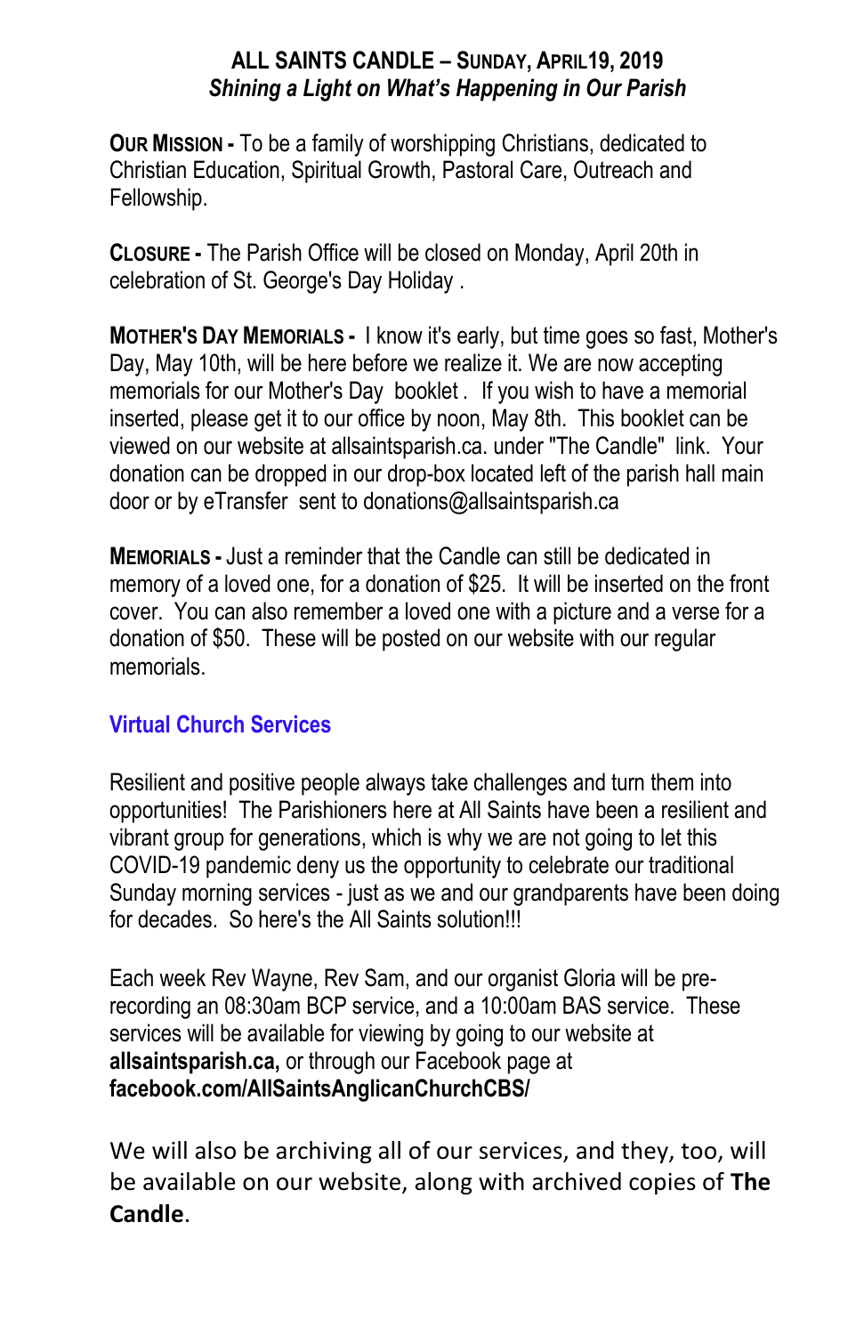**ALL SAINTS CANDLE – SUNDAY, APRIL19, 2019**
***Shining a Light on What's Happening in Our Parish***

**OUR MISSION -** To be a family of worshipping Christians, dedicated to Christian Education, Spiritual Growth, Pastoral Care, Outreach and Fellowship.

**CLOSURE -** The Parish Office will be closed on Monday, April 20th in celebration of St. George's Day Holiday .

**MOTHER'S DAY MEMORIALS -** I know it's early, but time goes so fast, Mother's Day, May 10th, will be here before we realize it. We are now accepting memorials for our Mother's Day booklet . If you wish to have a memorial inserted, please get it to our office by noon, May 8th. This booklet can be viewed on our website at allsaintsparish.ca. under "The Candle" link. Your donation can be dropped in our drop-box located left of the parish hall main door or by eTransfer sent to donations@allsaintsparish.ca

**MEMORIALS -** Just a reminder that the Candle can still be dedicated in memory of a loved one, for a donation of $25. It will be inserted on the front cover. You can also remember a loved one with a picture and a verse for a donation of $50. These will be posted on our website with our regular memorials.

## Virtual Church Services

Resilient and positive people always take challenges and turn them into opportunities! The Parishioners here at All Saints have been a resilient and vibrant group for generations, which is why we are not going to let this COVID-19 pandemic deny us the opportunity to celebrate our traditional Sunday morning services - just as we and our grandparents have been doing for decades. So here's the All Saints solution!!!

Each week Rev Wayne, Rev Sam, and our organist Gloria will be pre-recording an 08:30am BCP service, and a 10:00am BAS service. These services will be available for viewing by going to our website at **allsaintsparish.ca,** or through our Facebook page at **facebook.com/AllSaintsAnglicanChurchCBS/**

We will also be archiving all of our services, and they, too, will be available on our website, along with archived copies of **The Candle**.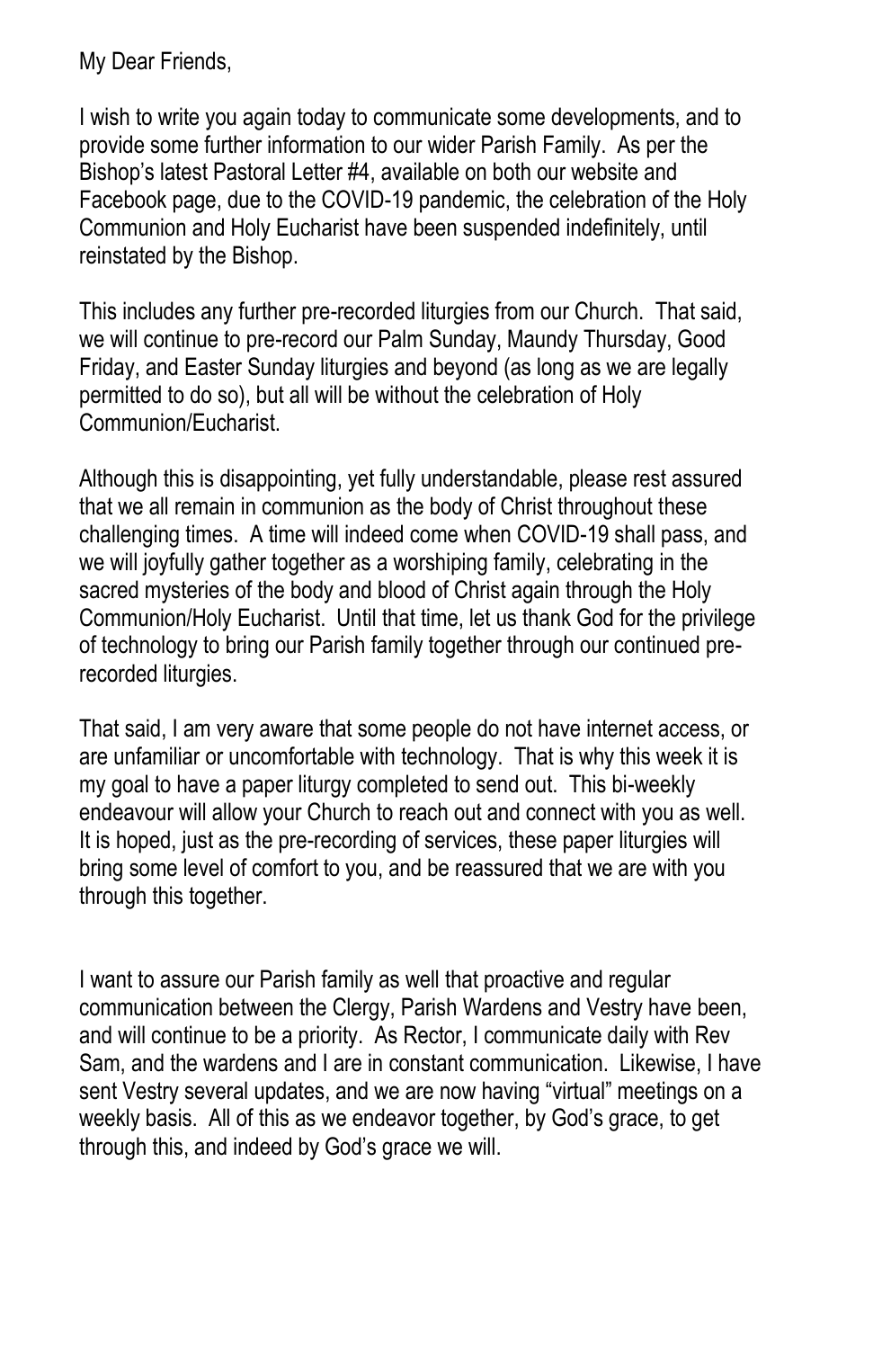My Dear Friends,

I wish to write you again today to communicate some developments, and to provide some further information to our wider Parish Family. As per the Bishop's latest Pastoral Letter #4, available on both our website and Facebook page, due to the COVID-19 pandemic, the celebration of the Holy Communion and Holy Eucharist have been suspended indefinitely, until reinstated by the Bishop.

This includes any further pre-recorded liturgies from our Church. That said, we will continue to pre-record our Palm Sunday, Maundy Thursday, Good Friday, and Easter Sunday liturgies and beyond (as long as we are legally permitted to do so), but all will be without the celebration of Holy Communion/Eucharist.

Although this is disappointing, yet fully understandable, please rest assured that we all remain in communion as the body of Christ throughout these challenging times. A time will indeed come when COVID-19 shall pass, and we will joyfully gather together as a worshiping family, celebrating in the sacred mysteries of the body and blood of Christ again through the Holy Communion/Holy Eucharist. Until that time, let us thank God for the privilege of technology to bring our Parish family together through our continued pre-recorded liturgies.

That said, I am very aware that some people do not have internet access, or are unfamiliar or uncomfortable with technology. That is why this week it is my goal to have a paper liturgy completed to send out. This bi-weekly endeavour will allow your Church to reach out and connect with you as well. It is hoped, just as the pre-recording of services, these paper liturgies will bring some level of comfort to you, and be reassured that we are with you through this together.

I want to assure our Parish family as well that proactive and regular communication between the Clergy, Parish Wardens and Vestry have been, and will continue to be a priority. As Rector, I communicate daily with Rev Sam, and the wardens and I are in constant communication. Likewise, I have sent Vestry several updates, and we are now having "virtual" meetings on a weekly basis. All of this as we endeavor together, by God's grace, to get through this, and indeed by God's grace we will.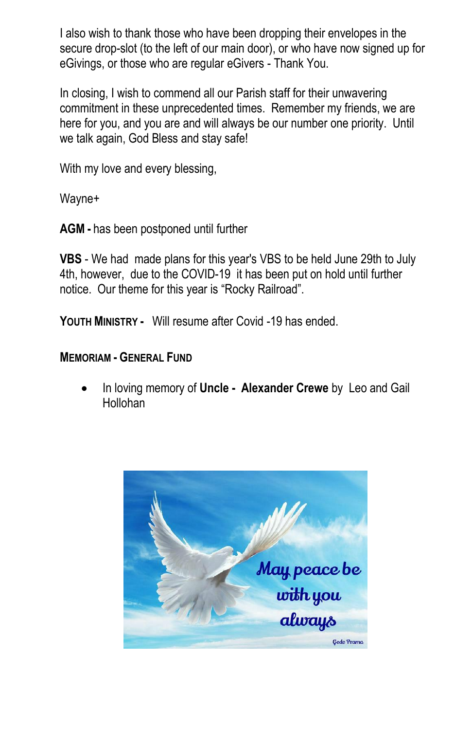I also wish to thank those who have been dropping their envelopes in the secure drop-slot (to the left of our main door), or who have now signed up for eGivings, or those who are regular eGivers - Thank You.

In closing, I wish to commend all our Parish staff for their unwavering commitment in these unprecedented times. Remember my friends, we are here for you, and you are and will always be our number one priority. Until we talk again, God Bless and stay safe!

With my love and every blessing,

Wayne+

**AGM -** has been postponed until further

**VBS** - We had made plans for this year's VBS to be held June 29th to July 4th, however, due to the COVID-19 it has been put on hold until further notice. Our theme for this year is "Rocky Railroad".

**YOUTH MINISTRY -** Will resume after Covid -19 has ended.

**MEMORIAM - GENERAL FUND**

- In loving memory of **Uncle - Alexander Crewe** by Leo and Gail Hollohan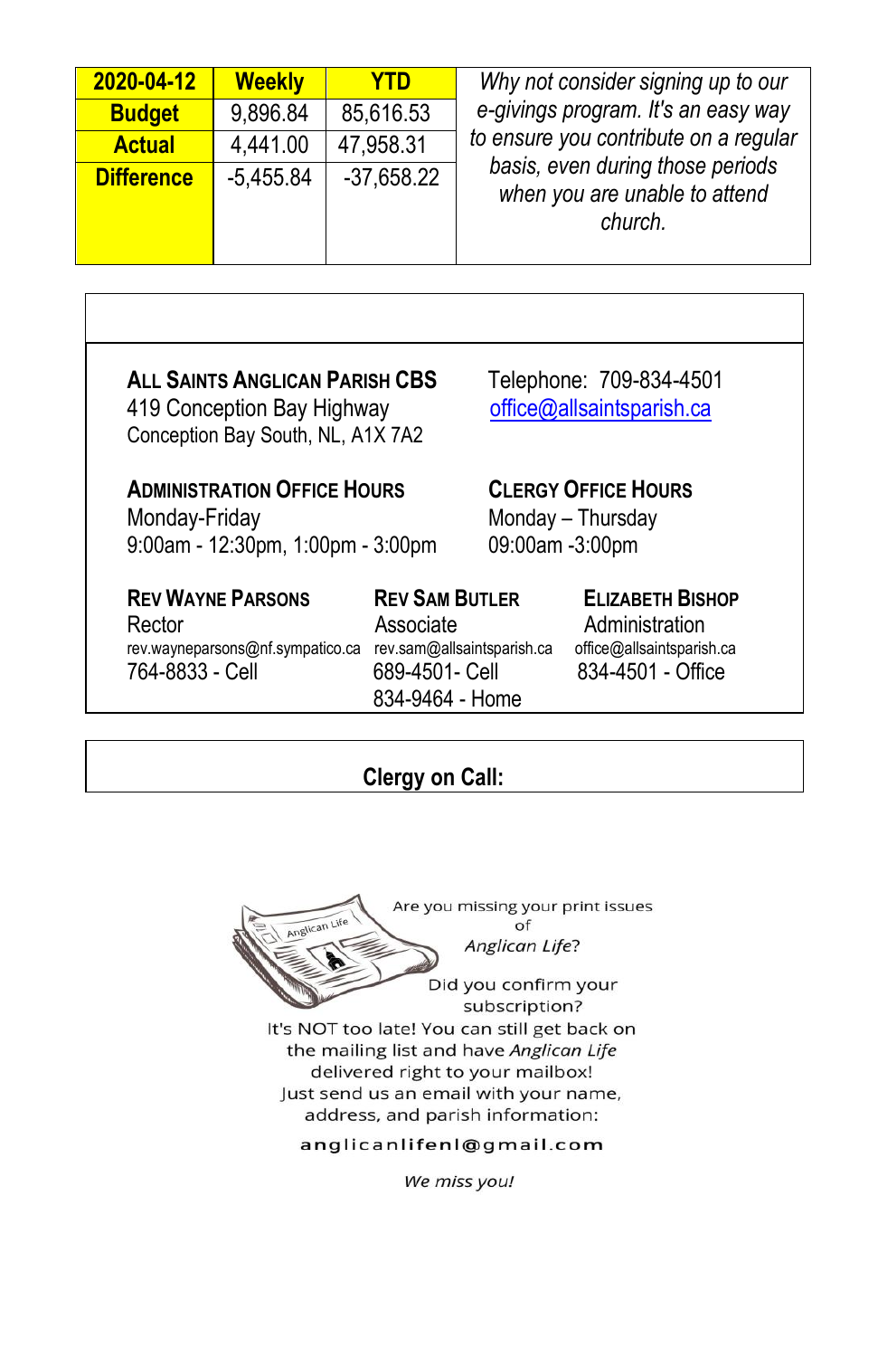| 2020-04-12 | Weekly | YTD |
|---|---|---|
| **Budget** | 9,896.84 | 85,616.53 |
| **Actual** | 4,441.00 | 47,958.31 |
| **Difference** | -5,455.84 | -37,658.22 |

*Why not consider signing up to our e-givings program. It's an easy way to ensure you contribute on a regular basis, even during those periods when you are unable to attend church.*

**ALL SAINTS ANGLICAN PARISH CBS**
419 Conception Bay Highway
Conception Bay South, NL, A1X 7A2

Telephone: 709-834-4501
office@allsaintsparish.ca

**ADMINISTRATION OFFICE HOURS**
Monday-Friday
9:00am - 12:30pm, 1:00pm - 3:00pm

**CLERGY OFFICE HOURS**
Monday – Thursday
09:00am -3:00pm

**REV WAYNE PARSONS**
Rector
rev.wayneparsons@nf.sympatico.ca
764-8833 - Cell

**REV SAM BUTLER**
Associate
rev.sam@allsaintsparish.ca
689-4501- Cell
834-9464 - Home

**ELIZABETH BISHOP**
Administration
office@allsaintsparish.ca
834-4501 - Office

**Clergy on Call:**

Are you missing your print issues of *Anglican Life*?

Did you confirm your subscription?

It's NOT too late! You can still get back on the mailing list and have *Anglican Life* delivered right to your mailbox!
Just send us an email with your name, address, and parish information:

anglicanlifenl@gmail.com

*We miss you!*